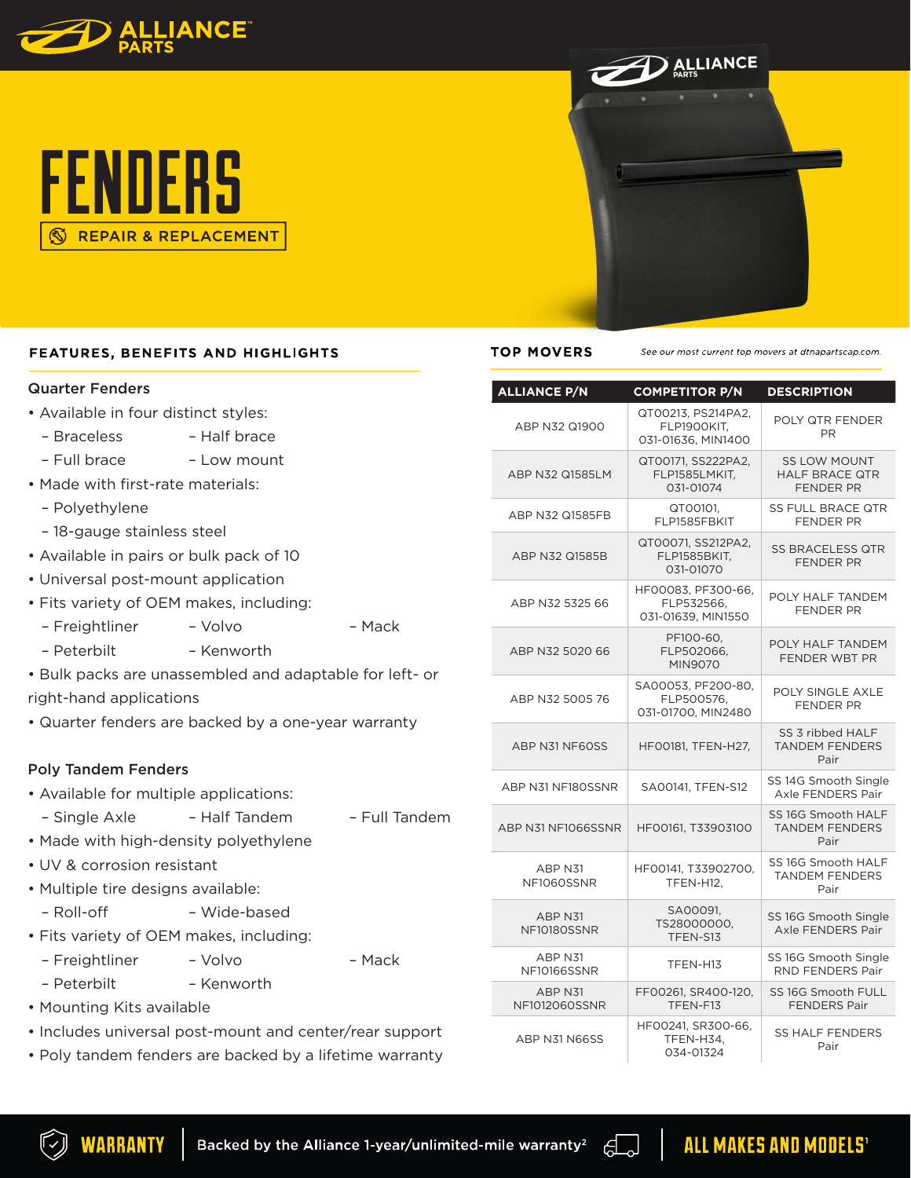# FENDERS

REPAIR & REPLACEMENT

## FEATURES, BENEFITS AND HIGHLIGHTS

### Quarter Fenders

- Available in four distinct styles:
  - Braceless
  - Half brace
  - Full brace
  - Low mount
- Made with first-rate materials:
  - Polyethylene
  - 18-gauge stainless steel
- Available in pairs or bulk pack of 10
- Universal post-mount application
- Fits variety of OEM makes, including:
  - Freightliner
  - Volvo
  - Mack
  - Peterbilt
  - Kenworth
- Bulk packs are unassembled and adaptable for left- or right-hand applications
- Quarter fenders are backed by a one-year warranty

### Poly Tandem Fenders

- Available for multiple applications:
  - Single Axle
  - Half Tandem
  - Full Tandem
- Made with high-density polyethylene
- UV & corrosion resistant
- Multiple tire designs available:
  - Roll-off
  - Wide-based
- Fits variety of OEM makes, including:
  - Freightliner
  - Volvo
  - Mack
  - Peterbilt
  - Kenworth
- Mounting Kits available
- Includes universal post-mount and center/rear support
- Poly tandem fenders are backed by a lifetime warranty

## TOP MOVERS

*See our most current top movers at dtnapartscap.com.*

| ALLIANCE P/N | COMPETITOR P/N | DESCRIPTION |
|---|---|---|
| ABP N32 Q1900 | QT00213, PS214PA2, FLP1900KIT, 031-01636, MIN1400 | POLY QTR FENDER PR |
| ABP N32 Q1585LM | QT00171, SS222PA2, FLP1585LMKIT, 031-01074 | SS LOW MOUNT HALF BRACE QTR FENDER PR |
| ABP N32 Q1585FB | QT00101, FLP1585FBKIT | SS FULL BRACE QTR FENDER PR |
| ABP N32 Q1585B | QT00071, SS212PA2, FLP1585BKIT, 031-01070 | SS BRACELESS QTR FENDER PR |
| ABP N32 5325 66 | HF00083, PF300-66, FLP532566, 031-01639, MIN1550 | POLY HALF TANDEM FENDER PR |
| ABP N32 5020 66 | PF100-60, FLP502066, MIN9070 | POLY HALF TANDEM FENDER WBT PR |
| ABP N32 5005 76 | SA00053, PF200-80, FLP500576, 031-01700, MIN2480 | POLY SINGLE AXLE FENDER PR |
| ABP N31 NF60SS | HF00181, TFEN-H27, | SS 3 ribbed HALF TANDEM FENDERS Pair |
| ABP N31 NF180SSNR | SA00141, TFEN-S12 | SS 14G Smooth Single Axle FENDERS Pair |
| ABP N31 NF1066SSNR | HF00161, T33903100 | SS 16G Smooth HALF TANDEM FENDERS Pair |
| ABP N31 NF1060SSNR | HF00141, T33902700, TFEN-H12, | SS 16G Smooth HALF TANDEM FENDERS Pair |
| ABP N31 NF10180SSNR | SA00091, TS28000000, TFEN-S13 | SS 16G Smooth Single Axle FENDERS Pair |
| ABP N31 NF10166SSNR | TFEN-H13 | SS 16G Smooth Single RND FENDERS Pair |
| ABP N31 NF1012060SSNR | FF00261, SR400-120, TFEN-F13 | SS 16G Smooth FULL FENDERS Pair |
| ABP N31 N66SS | HF00241, SR300-66, TFEN-H34, 034-01324 | SS HALF FENDERS Pair |

**WARRANTY** Backed by the Alliance 1-year/unlimited-mile warranty[2]

**ALL MAKES AND MODELS**[1]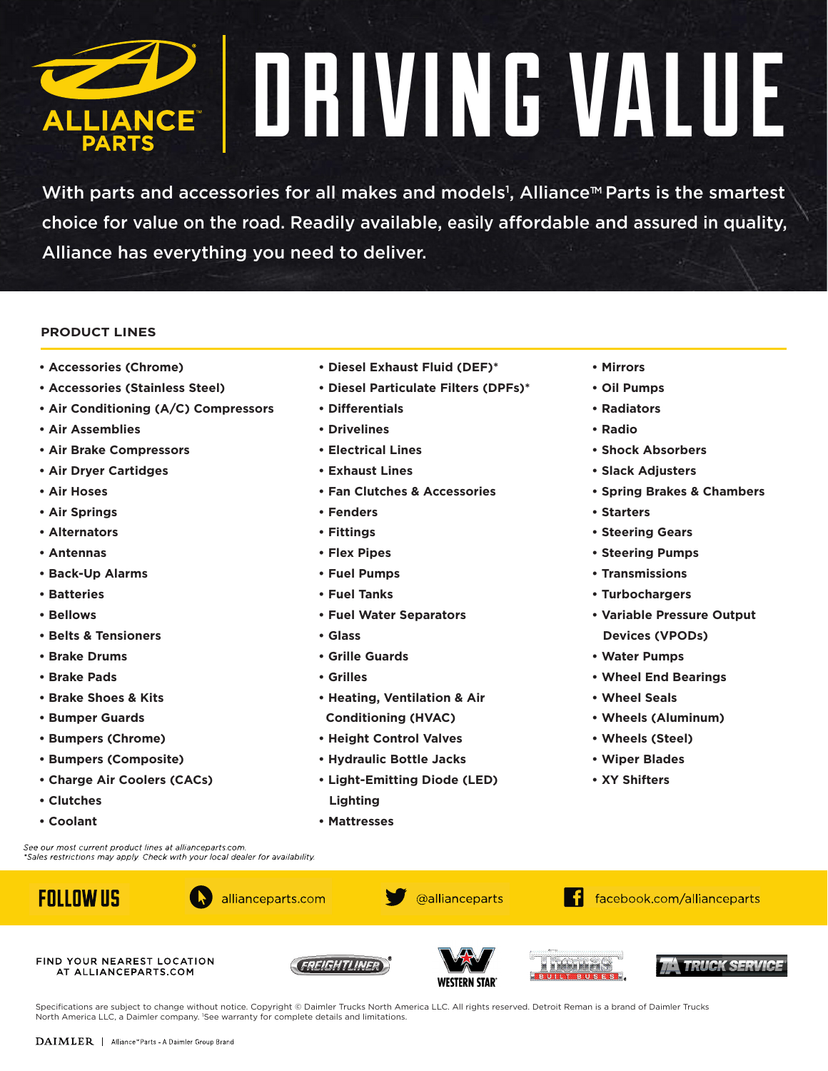# DRIVING VALUE

ALLIANCE PARTS

With parts and accessories for all makes and models[1], Alliance™ Parts is the smartest choice for value on the road. Readily available, easily affordable and assured in quality, Alliance has everything you need to deliver.

## PRODUCT LINES

- Accessories (Chrome)
- Accessories (Stainless Steel)
- Air Conditioning (A/C) Compressors
- Air Assemblies
- Air Brake Compressors
- Air Dryer Cartridges
- Air Hoses
- Air Springs
- Alternators
- Antennas
- Back-Up Alarms
- Batteries
- Bellows
- Belts & Tensioners
- Brake Drums
- Brake Pads
- Brake Shoes & Kits
- Bumper Guards
- Bumpers (Chrome)
- Bumpers (Composite)
- Charge Air Coolers (CACs)
- Clutches
- Coolant
- Diesel Exhaust Fluid (DEF)*
- Diesel Particulate Filters (DPFs)*
- Differentials
- Drivelines
- Electrical Lines
- Exhaust Lines
- Fan Clutches & Accessories
- Fenders
- Fittings
- Flex Pipes
- Fuel Pumps
- Fuel Tanks
- Fuel Water Separators
- Glass
- Grille Guards
- Grilles
- Heating, Ventilation & Air Conditioning (HVAC)
- Height Control Valves
- Hydraulic Bottle Jacks
- Light-Emitting Diode (LED) Lighting
- Mattresses
- Mirrors
- Oil Pumps
- Radiators
- Radio
- Shock Absorbers
- Slack Adjusters
- Spring Brakes & Chambers
- Starters
- Steering Gears
- Steering Pumps
- Transmissions
- Turbochargers
- Variable Pressure Output Devices (VPODs)
- Water Pumps
- Wheel End Bearings
- Wheel Seals
- Wheels (Aluminum)
- Wheels (Steel)
- Wiper Blades
- XY Shifters

*See our most current product lines at allianceparts.com.*
*\*Sales restrictions may apply. Check with your local dealer for availability.*

**FOLLOW US** allianceparts.com @allianceparts facebook.com/allianceparts

FIND YOUR NEAREST LOCATION AT ALLIANCEPARTS.COM

FREIGHTLINER · WESTERN STAR · Thomas BUILT BUSES · TA TRUCK SERVICE

Specifications are subject to change without notice. Copyright © Daimler Trucks North America LLC. All rights reserved. Detroit Reman is a brand of Daimler Trucks North America LLC, a Daimler company. [1]See warranty for complete details and limitations.

DAIMLER | Alliance™Parts - A Daimler Group Brand